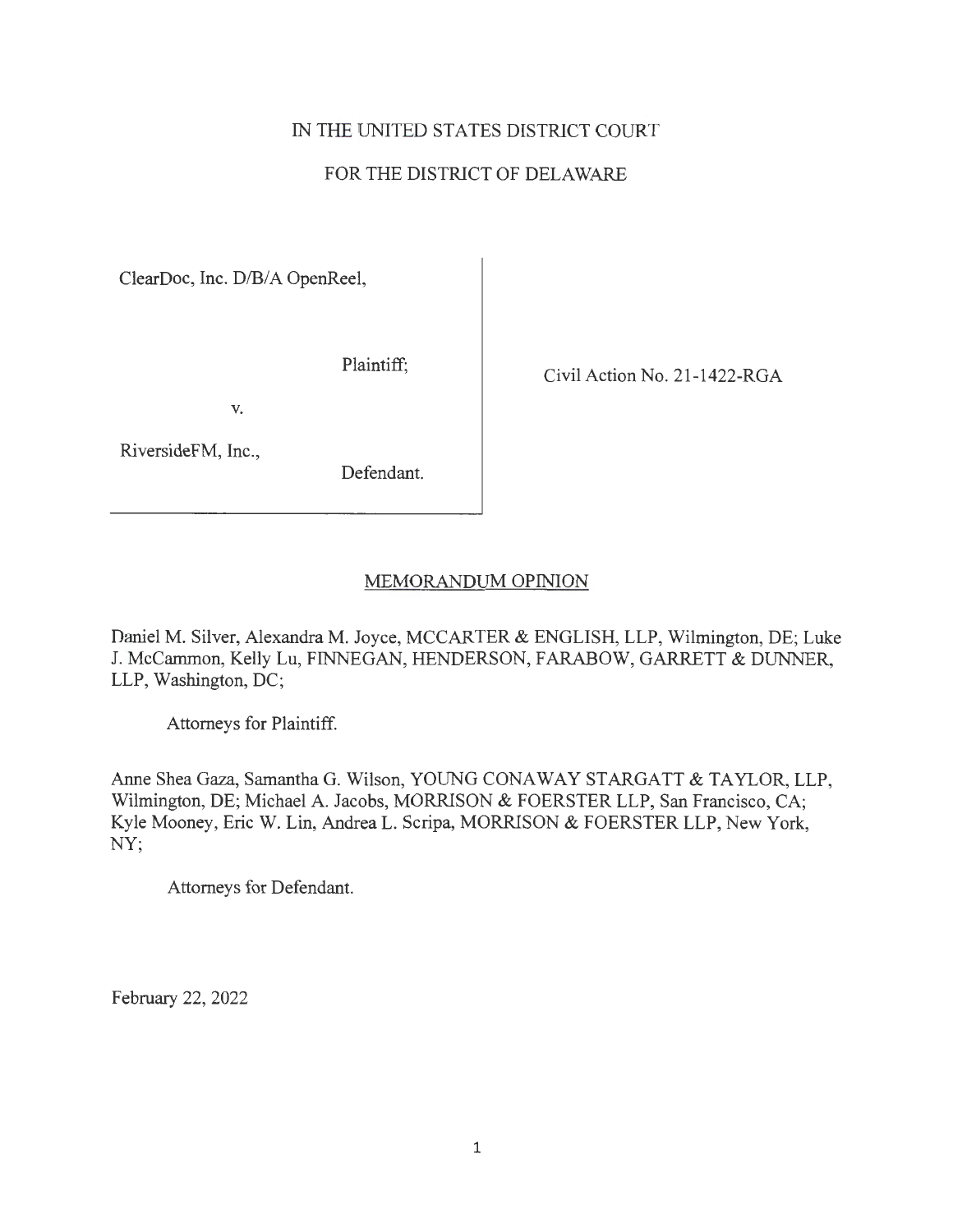IN THE UNITED STATES DISTRICT COURT

FOR THE DISTRICT OF DELAWARE

| | |
|---|---|
| ClearDoc, Inc. D/B/A OpenReel,<br><br>Plaintiff;<br><br>v.<br><br>RiversideFM, Inc.,<br><br>Defendant. | Civil Action No. 21-1422-RGA |

MEMORANDUM OPINION

Daniel M. Silver, Alexandra M. Joyce, MCCARTER & ENGLISH, LLP, Wilmington, DE; Luke J. McCammon, Kelly Lu, FINNEGAN, HENDERSON, FARABOW, GARRETT & DUNNER, LLP, Washington, DC;

Attorneys for Plaintiff.

Anne Shea Gaza, Samantha G. Wilson, YOUNG CONAWAY STARGATT & TAYLOR, LLP, Wilmington, DE; Michael A. Jacobs, MORRISON & FOERSTER LLP, San Francisco, CA; Kyle Mooney, Eric W. Lin, Andrea L. Scripa, MORRISON & FOERSTER LLP, New York, NY;

Attorneys for Defendant.

February 22, 2022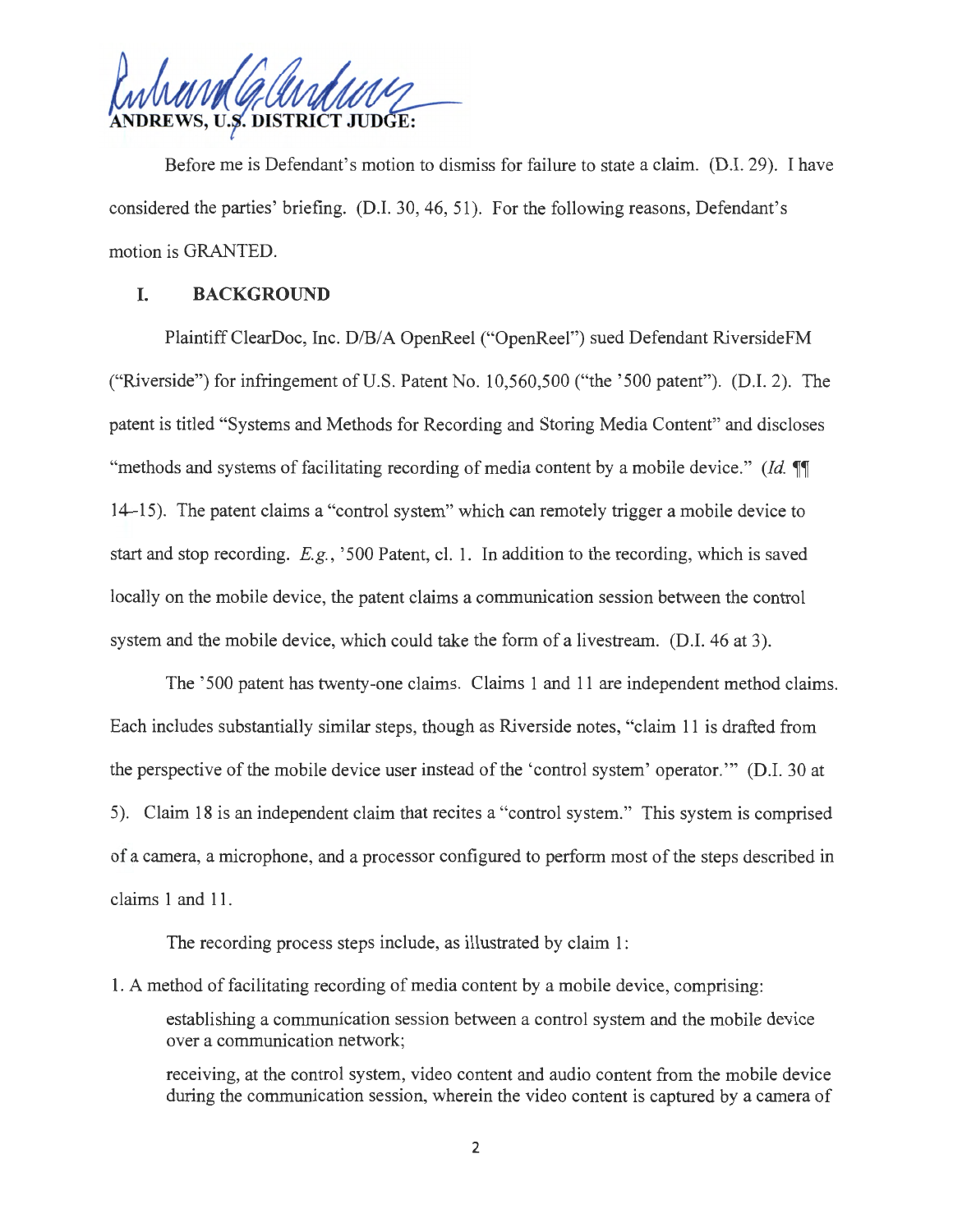**ANDREWS, U.S. DISTRICT JUDGE:**

Before me is Defendant's motion to dismiss for failure to state a claim. (D.I. 29). I have considered the parties' briefing. (D.I. 30, 46, 51). For the following reasons, Defendant's motion is GRANTED.

## I. BACKGROUND

Plaintiff ClearDoc, Inc. D/B/A OpenReel ("OpenReel") sued Defendant RiversideFM ("Riverside") for infringement of U.S. Patent No. 10,560,500 ("the '500 patent"). (D.I. 2). The patent is titled "Systems and Methods for Recording and Storing Media Content" and discloses "methods and systems of facilitating recording of media content by a mobile device." (*Id.* ¶¶ 14–15). The patent claims a "control system" which can remotely trigger a mobile device to start and stop recording. *E.g.*, '500 Patent, cl. 1. In addition to the recording, which is saved locally on the mobile device, the patent claims a communication session between the control system and the mobile device, which could take the form of a livestream. (D.I. 46 at 3).

The '500 patent has twenty-one claims. Claims 1 and 11 are independent method claims. Each includes substantially similar steps, though as Riverside notes, "claim 11 is drafted from the perspective of the mobile device user instead of the 'control system' operator.'" (D.I. 30 at 5). Claim 18 is an independent claim that recites a "control system." This system is comprised of a camera, a microphone, and a processor configured to perform most of the steps described in claims 1 and 11.

The recording process steps include, as illustrated by claim 1:

1. A method of facilitating recording of media content by a mobile device, comprising:

   establishing a communication session between a control system and the mobile device over a communication network;

   receiving, at the control system, video content and audio content from the mobile device during the communication session, wherein the video content is captured by a camera of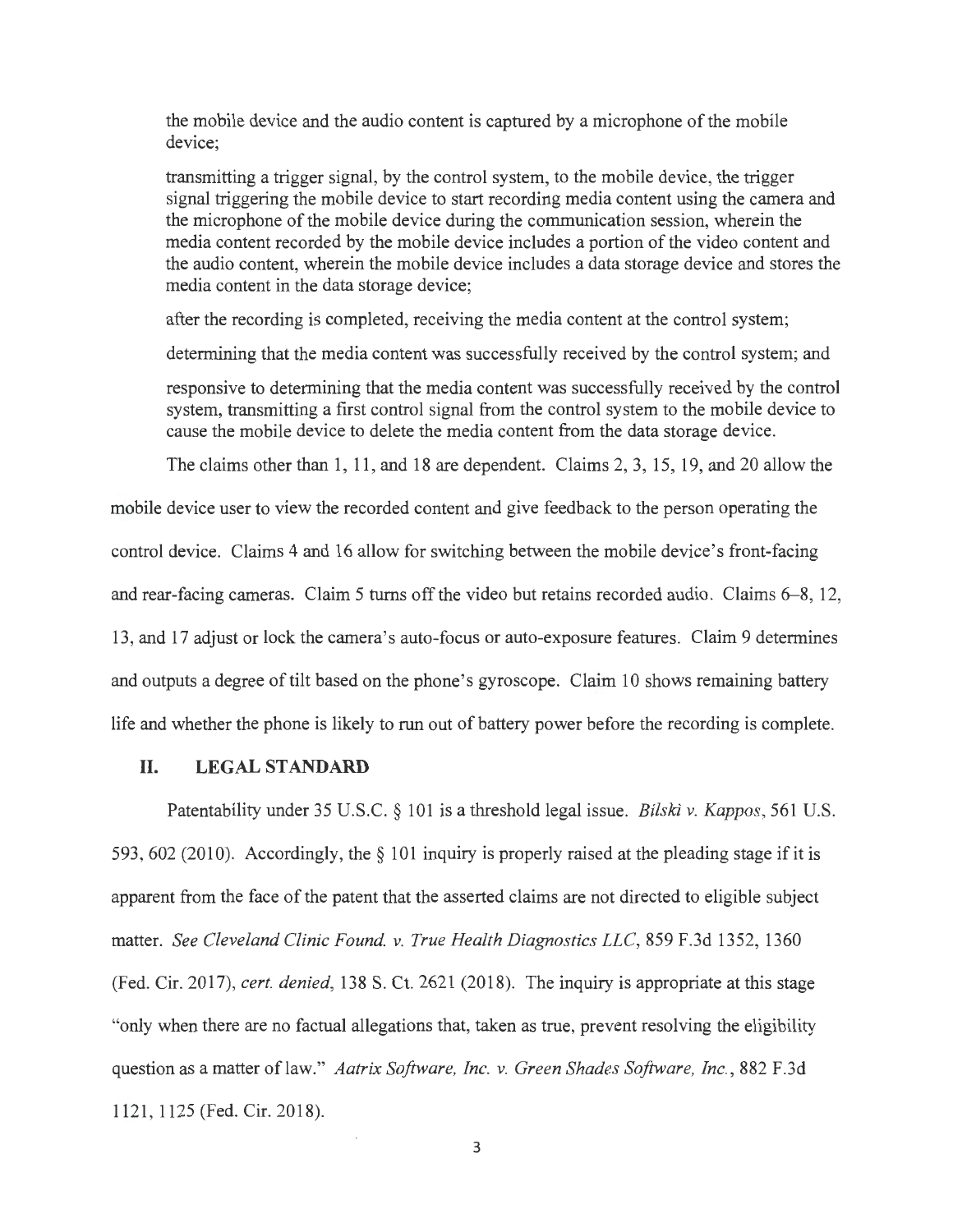the mobile device and the audio content is captured by a microphone of the mobile device;

transmitting a trigger signal, by the control system, to the mobile device, the trigger signal triggering the mobile device to start recording media content using the camera and the microphone of the mobile device during the communication session, wherein the media content recorded by the mobile device includes a portion of the video content and the audio content, wherein the mobile device includes a data storage device and stores the media content in the data storage device;

after the recording is completed, receiving the media content at the control system;

determining that the media content was successfully received by the control system; and

responsive to determining that the media content was successfully received by the control system, transmitting a first control signal from the control system to the mobile device to cause the mobile device to delete the media content from the data storage device.

The claims other than 1, 11, and 18 are dependent. Claims 2, 3, 15, 19, and 20 allow the mobile device user to view the recorded content and give feedback to the person operating the control device. Claims 4 and 16 allow for switching between the mobile device's front-facing and rear-facing cameras. Claim 5 turns off the video but retains recorded audio. Claims 6–8, 12, 13, and 17 adjust or lock the camera's auto-focus or auto-exposure features. Claim 9 determines and outputs a degree of tilt based on the phone's gyroscope. Claim 10 shows remaining battery life and whether the phone is likely to run out of battery power before the recording is complete.

## II. LEGAL STANDARD

Patentability under 35 U.S.C. § 101 is a threshold legal issue. *Bilski v. Kappos*, 561 U.S. 593, 602 (2010). Accordingly, the § 101 inquiry is properly raised at the pleading stage if it is apparent from the face of the patent that the asserted claims are not directed to eligible subject matter. *See Cleveland Clinic Found. v. True Health Diagnostics LLC*, 859 F.3d 1352, 1360 (Fed. Cir. 2017), *cert. denied*, 138 S. Ct. 2621 (2018). The inquiry is appropriate at this stage "only when there are no factual allegations that, taken as true, prevent resolving the eligibility question as a matter of law." *Aatrix Software, Inc. v. Green Shades Software, Inc.*, 882 F.3d 1121, 1125 (Fed. Cir. 2018).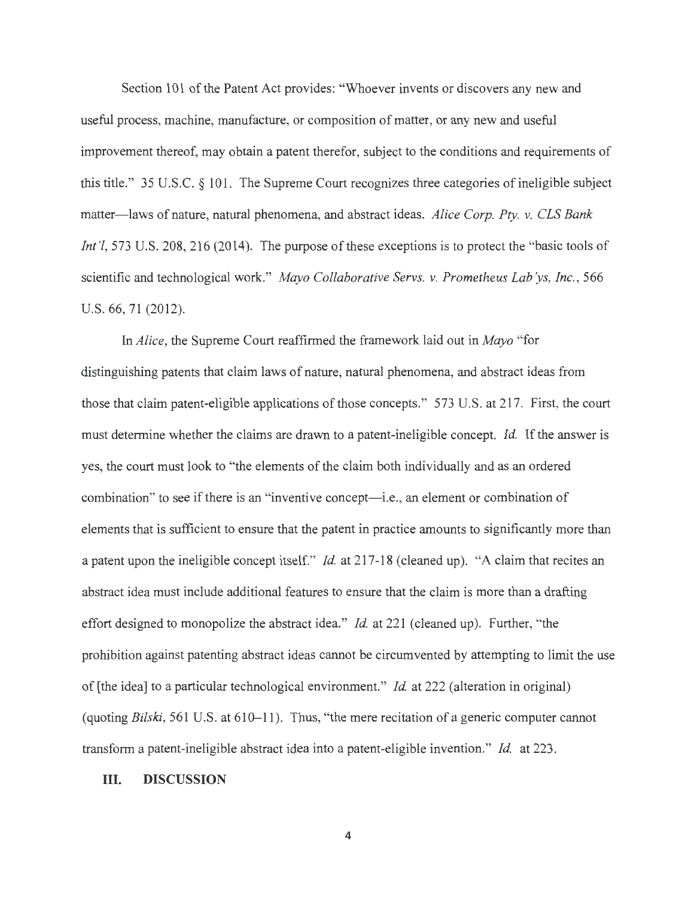Section 101 of the Patent Act provides: "Whoever invents or discovers any new and useful process, machine, manufacture, or composition of matter, or any new and useful improvement thereof, may obtain a patent therefor, subject to the conditions and requirements of this title." 35 U.S.C. § 101. The Supreme Court recognizes three categories of ineligible subject matter—laws of nature, natural phenomena, and abstract ideas. *Alice Corp. Pty. v. CLS Bank Int'l*, 573 U.S. 208, 216 (2014). The purpose of these exceptions is to protect the "basic tools of scientific and technological work." *Mayo Collaborative Servs. v. Prometheus Lab'ys, Inc.*, 566 U.S. 66, 71 (2012).

In *Alice*, the Supreme Court reaffirmed the framework laid out in *Mayo* "for distinguishing patents that claim laws of nature, natural phenomena, and abstract ideas from those that claim patent-eligible applications of those concepts." 573 U.S. at 217. First, the court must determine whether the claims are drawn to a patent-ineligible concept. *Id.* If the answer is yes, the court must look to "the elements of the claim both individually and as an ordered combination" to see if there is an "inventive concept—i.e., an element or combination of elements that is sufficient to ensure that the patent in practice amounts to significantly more than a patent upon the ineligible concept itself." *Id.* at 217-18 (cleaned up). "A claim that recites an abstract idea must include additional features to ensure that the claim is more than a drafting effort designed to monopolize the abstract idea." *Id.* at 221 (cleaned up). Further, "the prohibition against patenting abstract ideas cannot be circumvented by attempting to limit the use of [the idea] to a particular technological environment." *Id.* at 222 (alteration in original) (quoting *Bilski*, 561 U.S. at 610–11). Thus, "the mere recitation of a generic computer cannot transform a patent-ineligible abstract idea into a patent-eligible invention." *Id.* at 223.

## III. DISCUSSION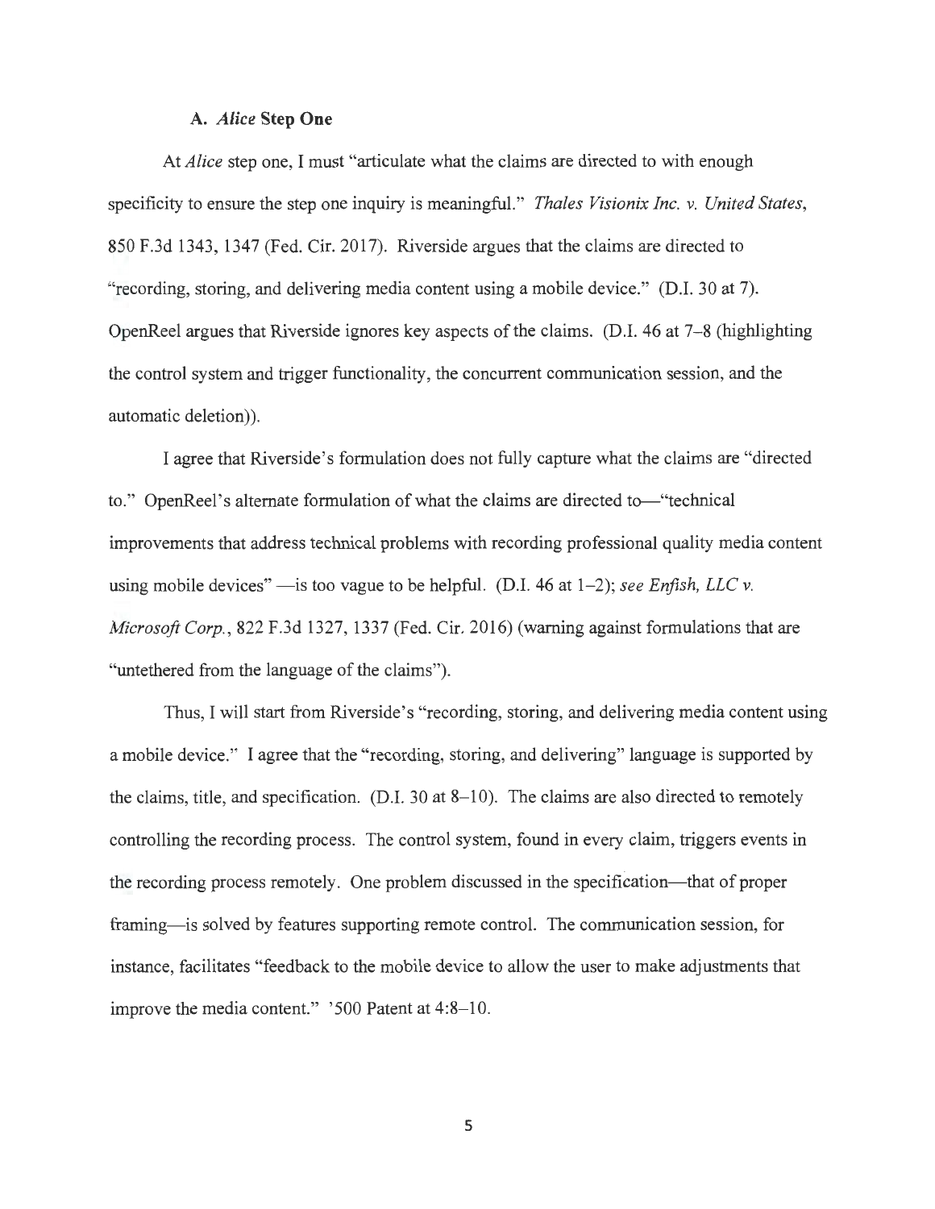### A. *Alice* Step One

At *Alice* step one, I must "articulate what the claims are directed to with enough specificity to ensure the step one inquiry is meaningful." *Thales Visionix Inc. v. United States*, 850 F.3d 1343, 1347 (Fed. Cir. 2017). Riverside argues that the claims are directed to "recording, storing, and delivering media content using a mobile device." (D.I. 30 at 7). OpenReel argues that Riverside ignores key aspects of the claims. (D.I. 46 at 7–8 (highlighting the control system and trigger functionality, the concurrent communication session, and the automatic deletion)).

I agree that Riverside's formulation does not fully capture what the claims are "directed to." OpenReel's alternate formulation of what the claims are directed to—"technical improvements that address technical problems with recording professional quality media content using mobile devices" —is too vague to be helpful. (D.I. 46 at 1–2); *see Enfish, LLC v. Microsoft Corp.*, 822 F.3d 1327, 1337 (Fed. Cir. 2016) (warning against formulations that are "untethered from the language of the claims").

Thus, I will start from Riverside's "recording, storing, and delivering media content using a mobile device." I agree that the "recording, storing, and delivering" language is supported by the claims, title, and specification. (D.I. 30 at 8–10). The claims are also directed to remotely controlling the recording process. The control system, found in every claim, triggers events in the recording process remotely. One problem discussed in the specification—that of proper framing—is solved by features supporting remote control. The communication session, for instance, facilitates "feedback to the mobile device to allow the user to make adjustments that improve the media content." '500 Patent at 4:8–10.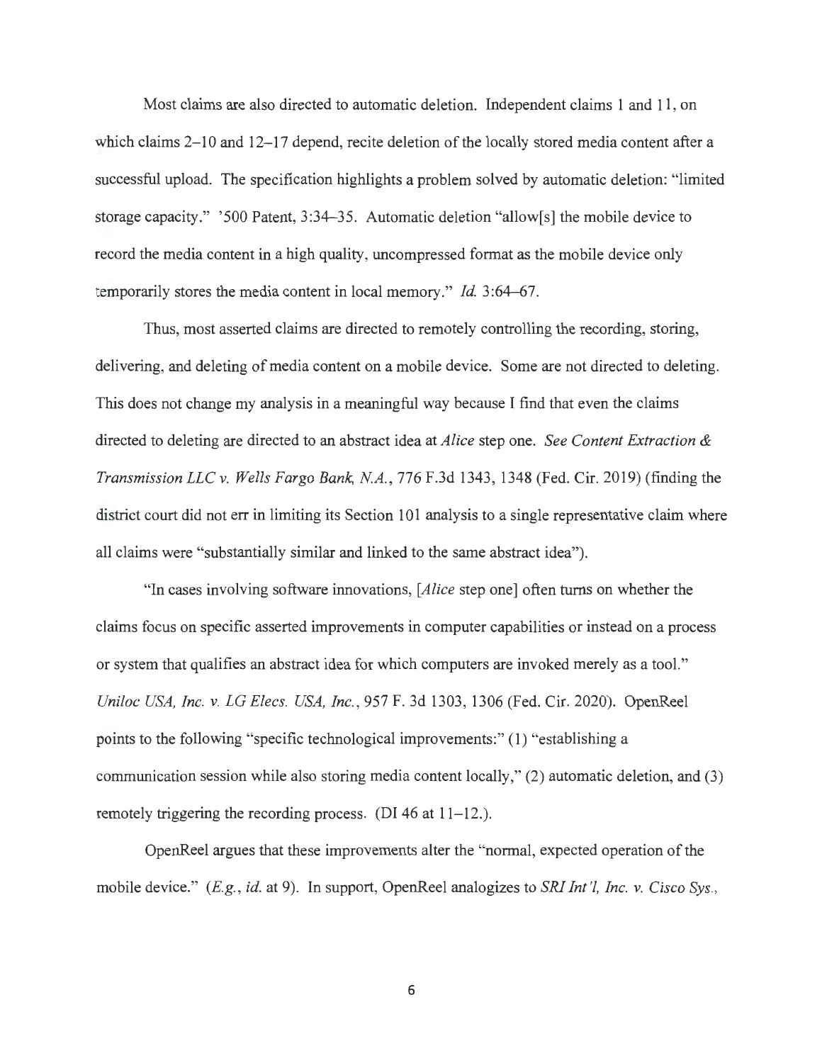Most claims are also directed to automatic deletion. Independent claims 1 and 11, on which claims 2–10 and 12–17 depend, recite deletion of the locally stored media content after a successful upload. The specification highlights a problem solved by automatic deletion: "limited storage capacity." '500 Patent, 3:34–35. Automatic deletion "allow[s] the mobile device to record the media content in a high quality, uncompressed format as the mobile device only temporarily stores the media content in local memory." *Id.* 3:64–67.

Thus, most asserted claims are directed to remotely controlling the recording, storing, delivering, and deleting of media content on a mobile device. Some are not directed to deleting. This does not change my analysis in a meaningful way because I find that even the claims directed to deleting are directed to an abstract idea at *Alice* step one. *See Content Extraction & Transmission LLC v. Wells Fargo Bank, N.A.*, 776 F.3d 1343, 1348 (Fed. Cir. 2019) (finding the district court did not err in limiting its Section 101 analysis to a single representative claim where all claims were "substantially similar and linked to the same abstract idea").

"In cases involving software innovations, [*Alice* step one] often turns on whether the claims focus on specific asserted improvements in computer capabilities or instead on a process or system that qualifies an abstract idea for which computers are invoked merely as a tool." *Uniloc USA, Inc. v. LG Elecs. USA, Inc.*, 957 F. 3d 1303, 1306 (Fed. Cir. 2020). OpenReel points to the following "specific technological improvements:" (1) "establishing a communication session while also storing media content locally," (2) automatic deletion, and (3) remotely triggering the recording process. (DI 46 at 11–12.).

OpenReel argues that these improvements alter the "normal, expected operation of the mobile device." (*E.g.*, *id.* at 9). In support, OpenReel analogizes to *SRI Int'l, Inc. v. Cisco Sys.*,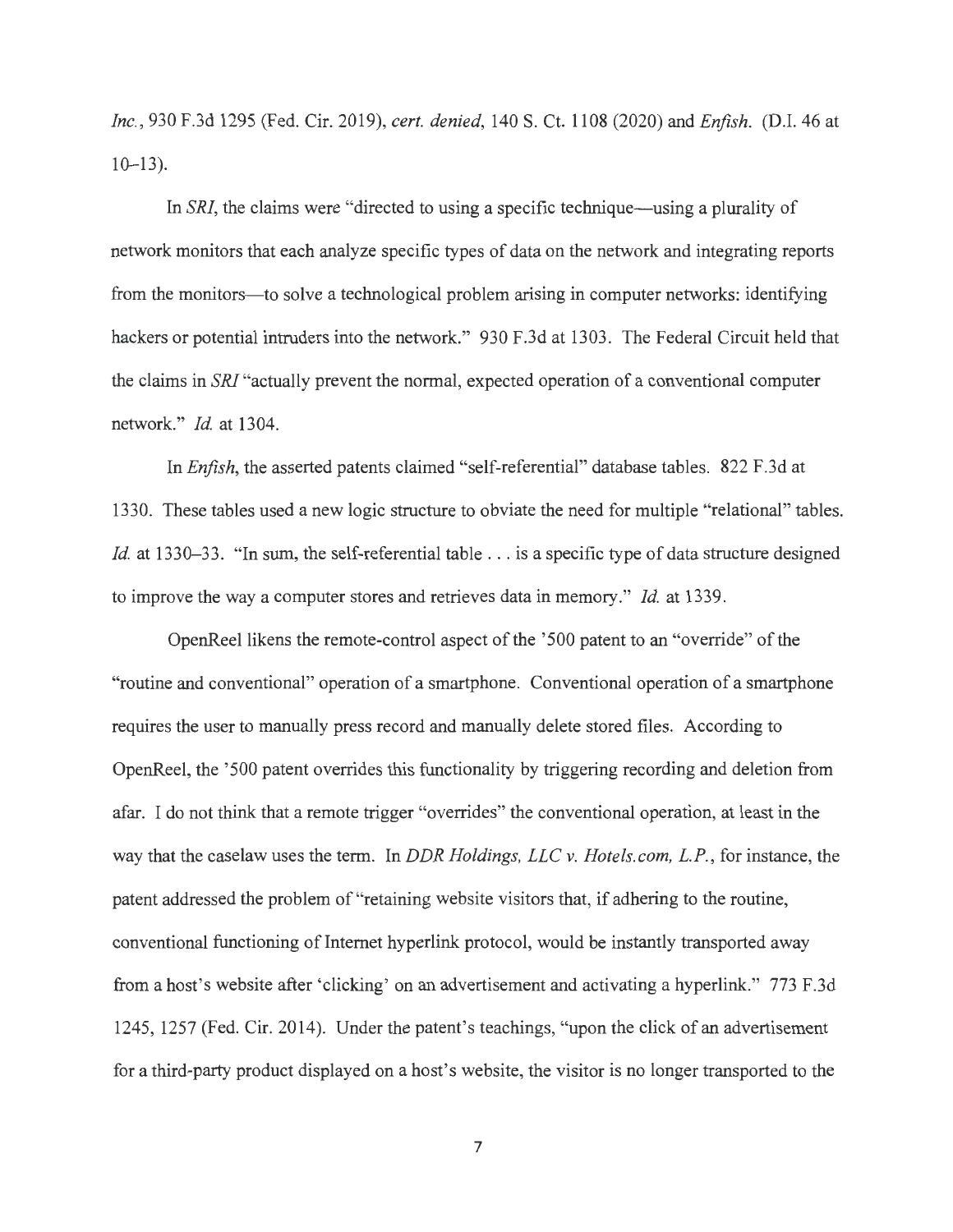*Inc.*, 930 F.3d 1295 (Fed. Cir. 2019), *cert. denied*, 140 S. Ct. 1108 (2020) and *Enfish*. (D.I. 46 at 10–13).

In *SRI*, the claims were "directed to using a specific technique—using a plurality of network monitors that each analyze specific types of data on the network and integrating reports from the monitors—to solve a technological problem arising in computer networks: identifying hackers or potential intruders into the network." 930 F.3d at 1303. The Federal Circuit held that the claims in *SRI* "actually prevent the normal, expected operation of a conventional computer network." *Id.* at 1304.

In *Enfish*, the asserted patents claimed "self-referential" database tables. 822 F.3d at 1330. These tables used a new logic structure to obviate the need for multiple "relational" tables. *Id.* at 1330–33. "In sum, the self-referential table . . . is a specific type of data structure designed to improve the way a computer stores and retrieves data in memory." *Id.* at 1339.

OpenReel likens the remote-control aspect of the '500 patent to an "override" of the "routine and conventional" operation of a smartphone. Conventional operation of a smartphone requires the user to manually press record and manually delete stored files. According to OpenReel, the '500 patent overrides this functionality by triggering recording and deletion from afar. I do not think that a remote trigger "overrides" the conventional operation, at least in the way that the caselaw uses the term. In *DDR Holdings, LLC v. Hotels.com, L.P.*, for instance, the patent addressed the problem of "retaining website visitors that, if adhering to the routine, conventional functioning of Internet hyperlink protocol, would be instantly transported away from a host's website after 'clicking' on an advertisement and activating a hyperlink." 773 F.3d 1245, 1257 (Fed. Cir. 2014). Under the patent's teachings, "upon the click of an advertisement for a third-party product displayed on a host's website, the visitor is no longer transported to the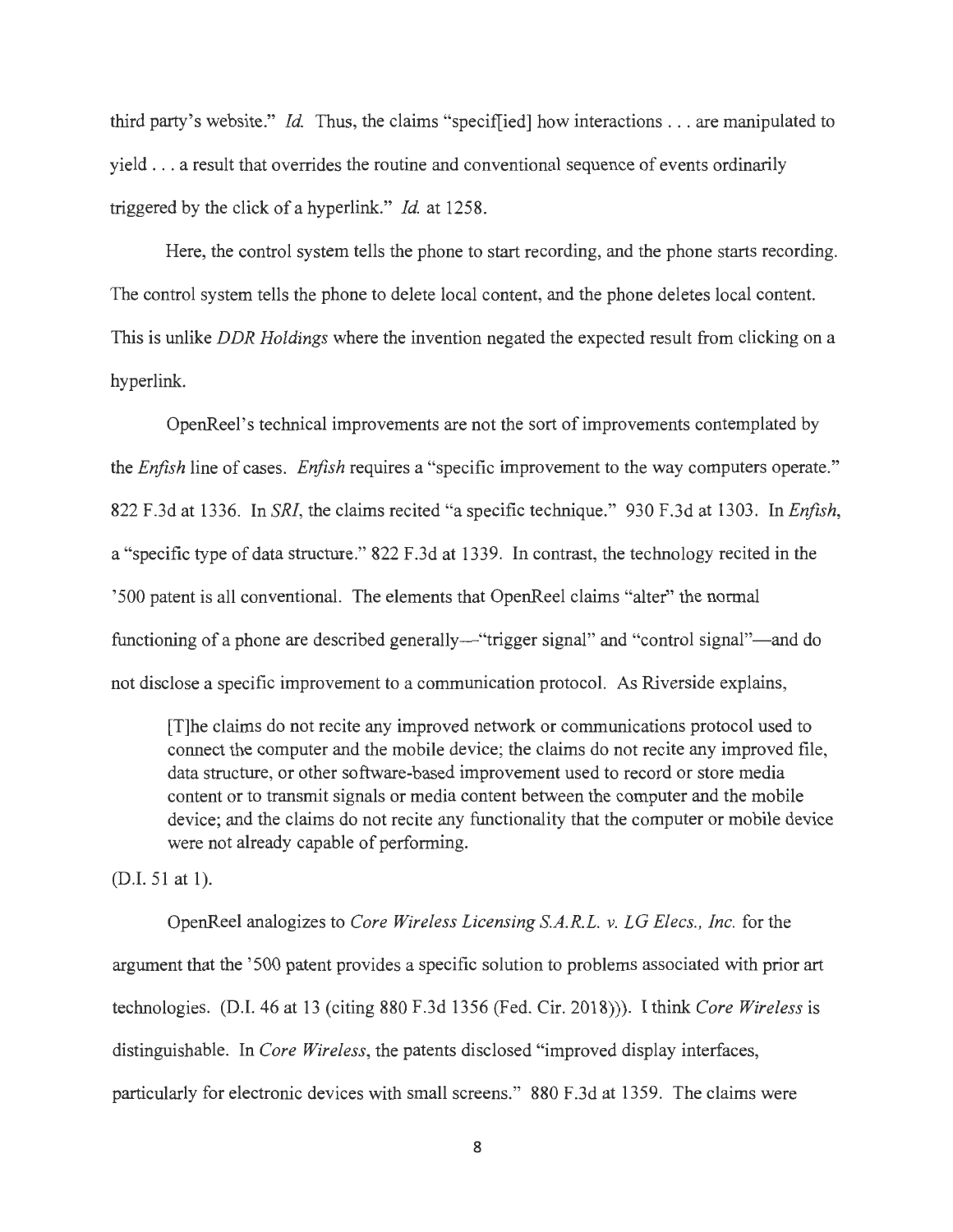third party's website." *Id.* Thus, the claims "specif[ied] how interactions . . . are manipulated to yield . . . a result that overrides the routine and conventional sequence of events ordinarily triggered by the click of a hyperlink." *Id.* at 1258.

Here, the control system tells the phone to start recording, and the phone starts recording. The control system tells the phone to delete local content, and the phone deletes local content. This is unlike *DDR Holdings* where the invention negated the expected result from clicking on a hyperlink.

OpenReel's technical improvements are not the sort of improvements contemplated by the *Enfish* line of cases. *Enfish* requires a "specific improvement to the way computers operate." 822 F.3d at 1336. In *SRI*, the claims recited "a specific technique." 930 F.3d at 1303. In *Enfish*, a "specific type of data structure." 822 F.3d at 1339. In contrast, the technology recited in the '500 patent is all conventional. The elements that OpenReel claims "alter" the normal functioning of a phone are described generally—"trigger signal" and "control signal"—and do not disclose a specific improvement to a communication protocol. As Riverside explains,

> [T]he claims do not recite any improved network or communications protocol used to connect the computer and the mobile device; the claims do not recite any improved file, data structure, or other software-based improvement used to record or store media content or to transmit signals or media content between the computer and the mobile device; and the claims do not recite any functionality that the computer or mobile device were not already capable of performing.

(D.I. 51 at 1).

OpenReel analogizes to *Core Wireless Licensing S.A.R.L. v. LG Elecs., Inc.* for the argument that the '500 patent provides a specific solution to problems associated with prior art technologies. (D.I. 46 at 13 (citing 880 F.3d 1356 (Fed. Cir. 2018))). I think *Core Wireless* is distinguishable. In *Core Wireless*, the patents disclosed "improved display interfaces, particularly for electronic devices with small screens." 880 F.3d at 1359. The claims were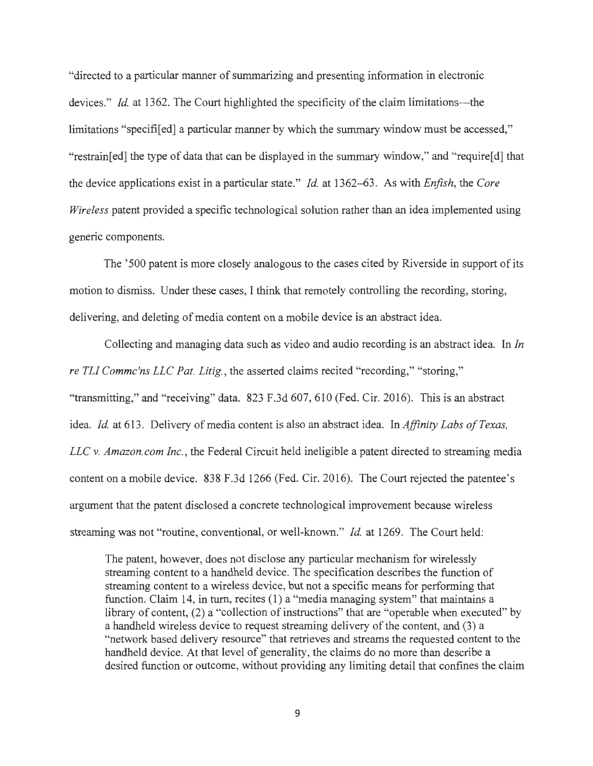"directed to a particular manner of summarizing and presenting information in electronic devices." *Id.* at 1362. The Court highlighted the specificity of the claim limitations—the limitations "specifi[ed] a particular manner by which the summary window must be accessed," "restrain[ed] the type of data that can be displayed in the summary window," and "require[d] that the device applications exist in a particular state." *Id.* at 1362–63. As with *Enfish*, the *Core Wireless* patent provided a specific technological solution rather than an idea implemented using generic components.

The '500 patent is more closely analogous to the cases cited by Riverside in support of its motion to dismiss. Under these cases, I think that remotely controlling the recording, storing, delivering, and deleting of media content on a mobile device is an abstract idea.

Collecting and managing data such as video and audio recording is an abstract idea. In *In re TLI Commc'ns LLC Pat. Litig.*, the asserted claims recited "recording," "storing," "transmitting," and "receiving" data. 823 F.3d 607, 610 (Fed. Cir. 2016). This is an abstract idea. *Id.* at 613. Delivery of media content is also an abstract idea. In *Affinity Labs of Texas, LLC v. Amazon.com Inc.*, the Federal Circuit held ineligible a patent directed to streaming media content on a mobile device. 838 F.3d 1266 (Fed. Cir. 2016). The Court rejected the patentee's argument that the patent disclosed a concrete technological improvement because wireless streaming was not "routine, conventional, or well-known." *Id.* at 1269. The Court held:

> The patent, however, does not disclose any particular mechanism for wirelessly streaming content to a handheld device. The specification describes the function of streaming content to a wireless device, but not a specific means for performing that function. Claim 14, in turn, recites (1) a "media managing system" that maintains a library of content, (2) a "collection of instructions" that are "operable when executed" by a handheld wireless device to request streaming delivery of the content, and (3) a "network based delivery resource" that retrieves and streams the requested content to the handheld device. At that level of generality, the claims do no more than describe a desired function or outcome, without providing any limiting detail that confines the claim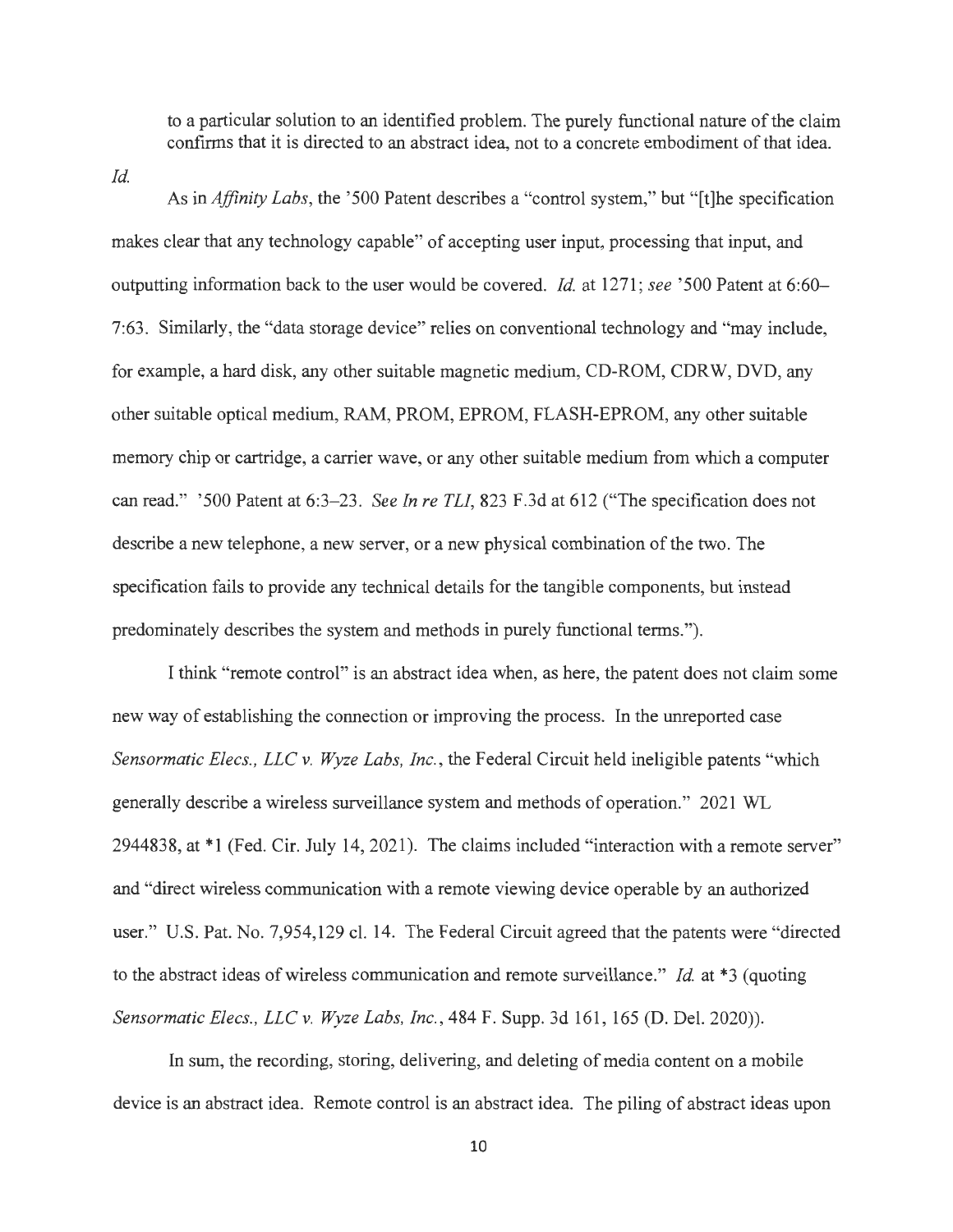to a particular solution to an identified problem. The purely functional nature of the claim confirms that it is directed to an abstract idea, not to a concrete embodiment of that idea.

*Id.*

As in *Affinity Labs*, the '500 Patent describes a "control system," but "[t]he specification makes clear that any technology capable" of accepting user input, processing that input, and outputting information back to the user would be covered. *Id.* at 1271; *see* '500 Patent at 6:60–7:63. Similarly, the "data storage device" relies on conventional technology and "may include, for example, a hard disk, any other suitable magnetic medium, CD-ROM, CDRW, DVD, any other suitable optical medium, RAM, PROM, EPROM, FLASH-EPROM, any other suitable memory chip or cartridge, a carrier wave, or any other suitable medium from which a computer can read." '500 Patent at 6:3–23. *See In re TLI*, 823 F.3d at 612 ("The specification does not describe a new telephone, a new server, or a new physical combination of the two. The specification fails to provide any technical details for the tangible components, but instead predominately describes the system and methods in purely functional terms.").

I think "remote control" is an abstract idea when, as here, the patent does not claim some new way of establishing the connection or improving the process. In the unreported case *Sensormatic Elecs., LLC v. Wyze Labs, Inc.*, the Federal Circuit held ineligible patents "which generally describe a wireless surveillance system and methods of operation." 2021 WL 2944838, at *1 (Fed. Cir. July 14, 2021). The claims included "interaction with a remote server" and "direct wireless communication with a remote viewing device operable by an authorized user." U.S. Pat. No. 7,954,129 cl. 14. The Federal Circuit agreed that the patents were "directed to the abstract ideas of wireless communication and remote surveillance." *Id.* at *3 (quoting *Sensormatic Elecs., LLC v. Wyze Labs, Inc.*, 484 F. Supp. 3d 161, 165 (D. Del. 2020)).

In sum, the recording, storing, delivering, and deleting of media content on a mobile device is an abstract idea. Remote control is an abstract idea. The piling of abstract ideas upon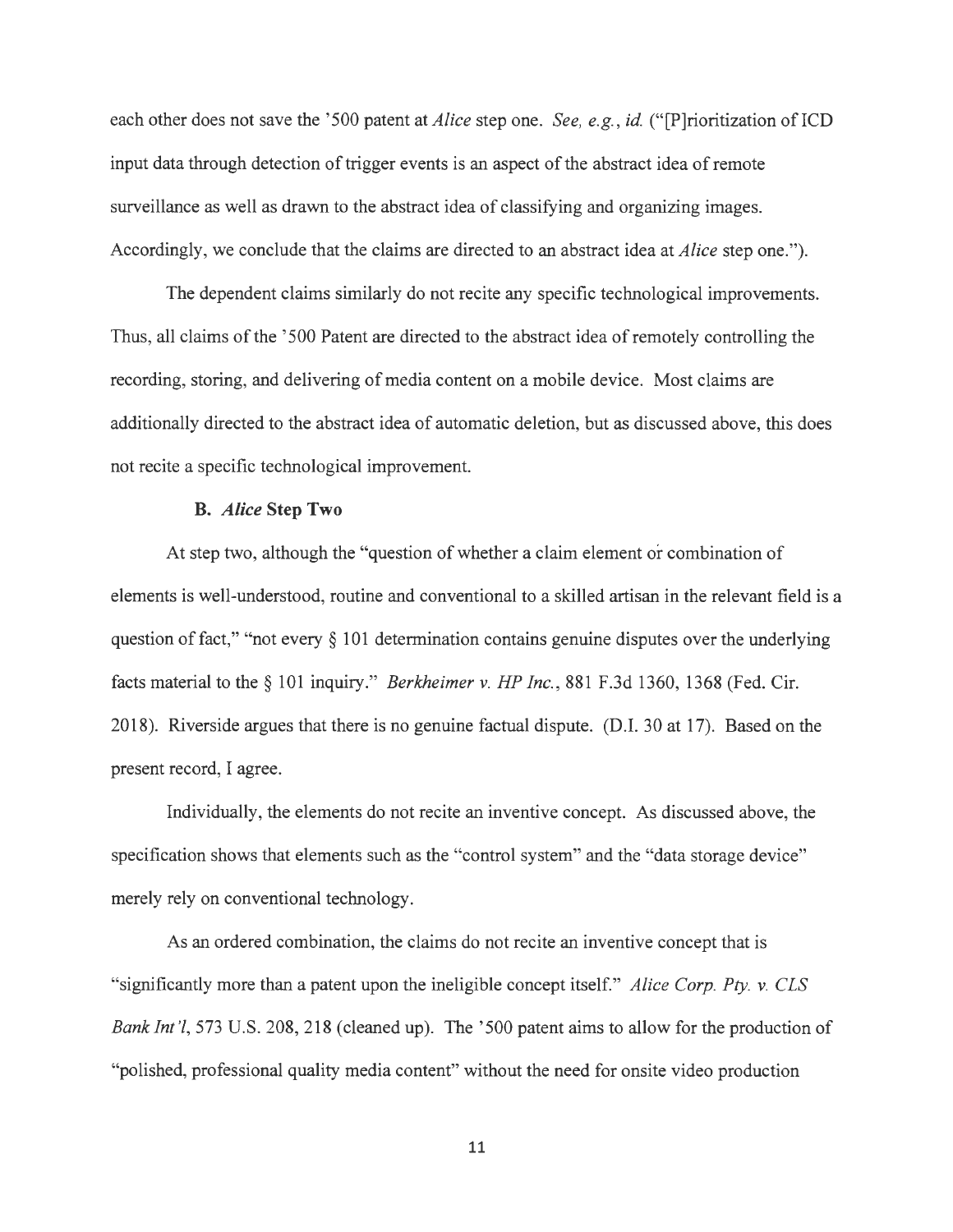each other does not save the '500 patent at *Alice* step one. *See, e.g.*, *id.* ("[P]rioritization of ICD input data through detection of trigger events is an aspect of the abstract idea of remote surveillance as well as drawn to the abstract idea of classifying and organizing images. Accordingly, we conclude that the claims are directed to an abstract idea at *Alice* step one.").

The dependent claims similarly do not recite any specific technological improvements. Thus, all claims of the '500 Patent are directed to the abstract idea of remotely controlling the recording, storing, and delivering of media content on a mobile device. Most claims are additionally directed to the abstract idea of automatic deletion, but as discussed above, this does not recite a specific technological improvement.

### B. *Alice* Step Two

At step two, although the "question of whether a claim element or combination of elements is well-understood, routine and conventional to a skilled artisan in the relevant field is a question of fact," "not every § 101 determination contains genuine disputes over the underlying facts material to the § 101 inquiry." *Berkheimer v. HP Inc.*, 881 F.3d 1360, 1368 (Fed. Cir. 2018). Riverside argues that there is no genuine factual dispute. (D.I. 30 at 17). Based on the present record, I agree.

Individually, the elements do not recite an inventive concept. As discussed above, the specification shows that elements such as the "control system" and the "data storage device" merely rely on conventional technology.

As an ordered combination, the claims do not recite an inventive concept that is "significantly more than a patent upon the ineligible concept itself." *Alice Corp. Pty. v. CLS Bank Int'l*, 573 U.S. 208, 218 (cleaned up). The '500 patent aims to allow for the production of "polished, professional quality media content" without the need for onsite video production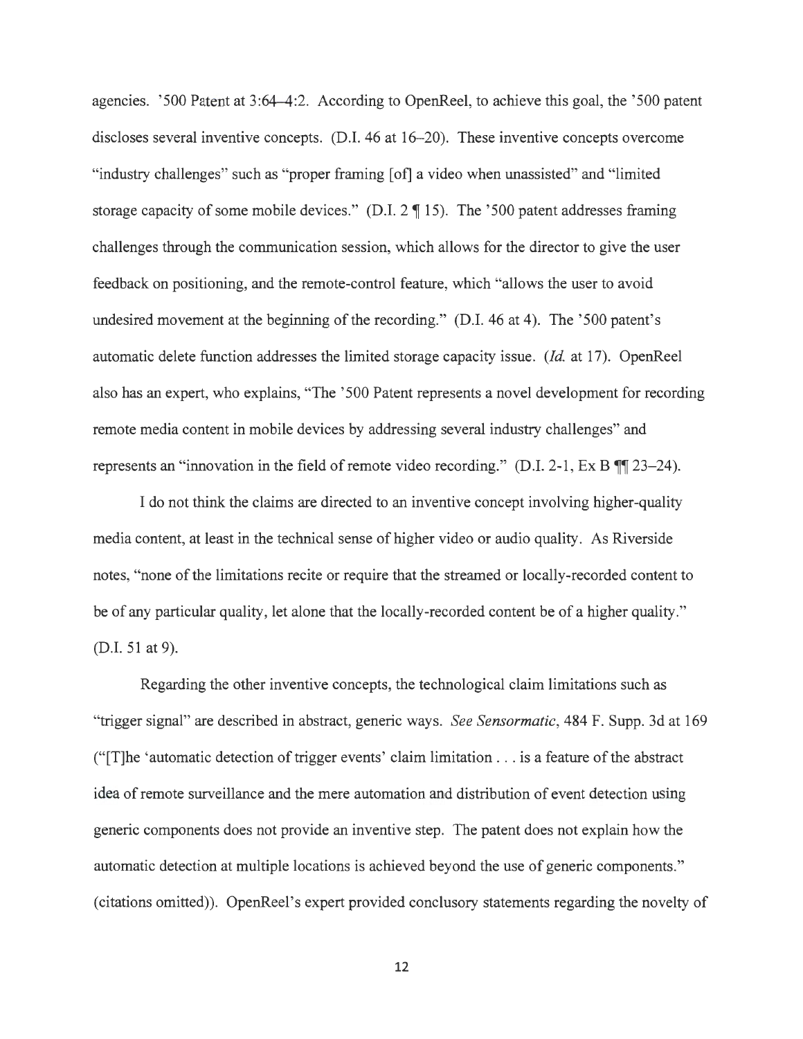agencies. '500 Patent at 3:64–4:2. According to OpenReel, to achieve this goal, the '500 patent discloses several inventive concepts. (D.I. 46 at 16–20). These inventive concepts overcome "industry challenges" such as "proper framing [of] a video when unassisted" and "limited storage capacity of some mobile devices." (D.I. 2 ¶ 15). The '500 patent addresses framing challenges through the communication session, which allows for the director to give the user feedback on positioning, and the remote-control feature, which "allows the user to avoid undesired movement at the beginning of the recording." (D.I. 46 at 4). The '500 patent's automatic delete function addresses the limited storage capacity issue. (*Id.* at 17). OpenReel also has an expert, who explains, "The '500 Patent represents a novel development for recording remote media content in mobile devices by addressing several industry challenges" and represents an "innovation in the field of remote video recording." (D.I. 2-1, Ex B ¶¶ 23–24).

I do not think the claims are directed to an inventive concept involving higher-quality media content, at least in the technical sense of higher video or audio quality. As Riverside notes, "none of the limitations recite or require that the streamed or locally-recorded content to be of any particular quality, let alone that the locally-recorded content be of a higher quality." (D.I. 51 at 9).

Regarding the other inventive concepts, the technological claim limitations such as "trigger signal" are described in abstract, generic ways. *See Sensormatic*, 484 F. Supp. 3d at 169 ("[T]he 'automatic detection of trigger events' claim limitation . . . is a feature of the abstract idea of remote surveillance and the mere automation and distribution of event detection using generic components does not provide an inventive step. The patent does not explain how the automatic detection at multiple locations is achieved beyond the use of generic components." (citations omitted)). OpenReel's expert provided conclusory statements regarding the novelty of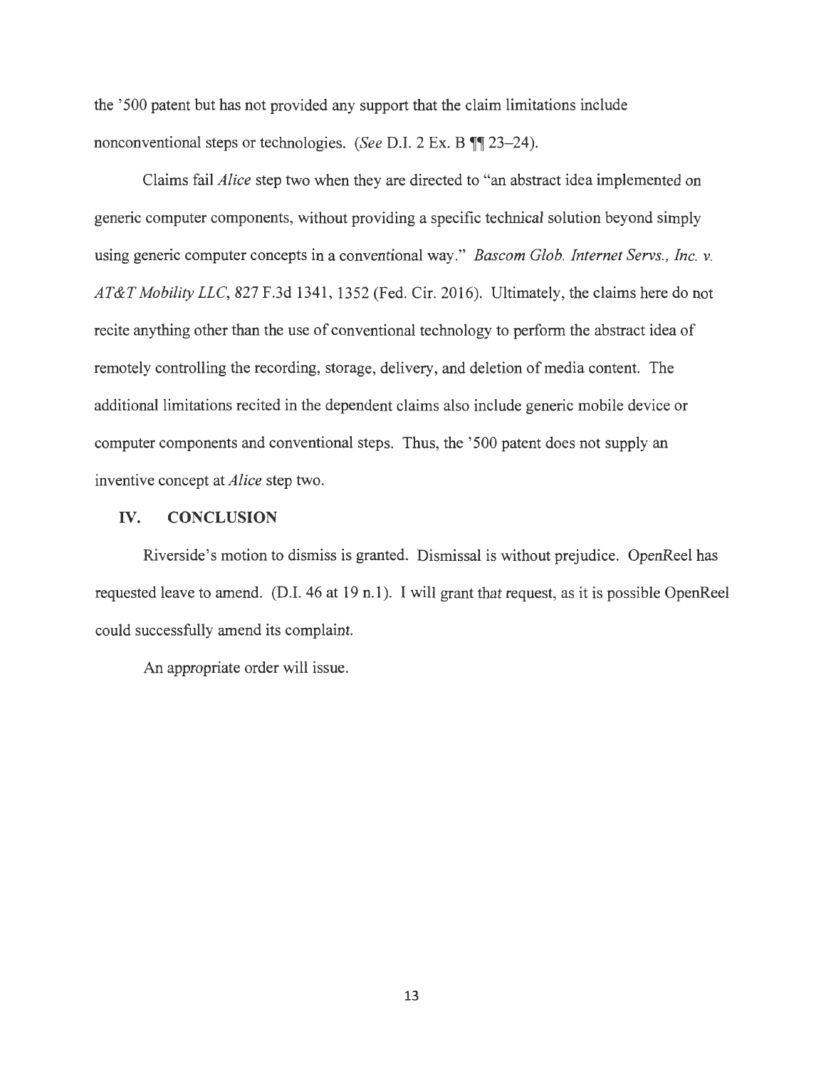the '500 patent but has not provided any support that the claim limitations include nonconventional steps or technologies. (*See* D.I. 2 Ex. B ¶¶ 23–24).

Claims fail *Alice* step two when they are directed to "an abstract idea implemented on generic computer components, without providing a specific technical solution beyond simply using generic computer concepts in a conventional way." *Bascom Glob. Internet Servs., Inc. v. AT&T Mobility LLC*, 827 F.3d 1341, 1352 (Fed. Cir. 2016). Ultimately, the claims here do not recite anything other than the use of conventional technology to perform the abstract idea of remotely controlling the recording, storage, delivery, and deletion of media content. The additional limitations recited in the dependent claims also include generic mobile device or computer components and conventional steps. Thus, the '500 patent does not supply an inventive concept at *Alice* step two.

## IV. CONCLUSION

Riverside's motion to dismiss is granted. Dismissal is without prejudice. OpenReel has requested leave to amend. (D.I. 46 at 19 n.1). I will grant that request, as it is possible OpenReel could successfully amend its complaint.

An appropriate order will issue.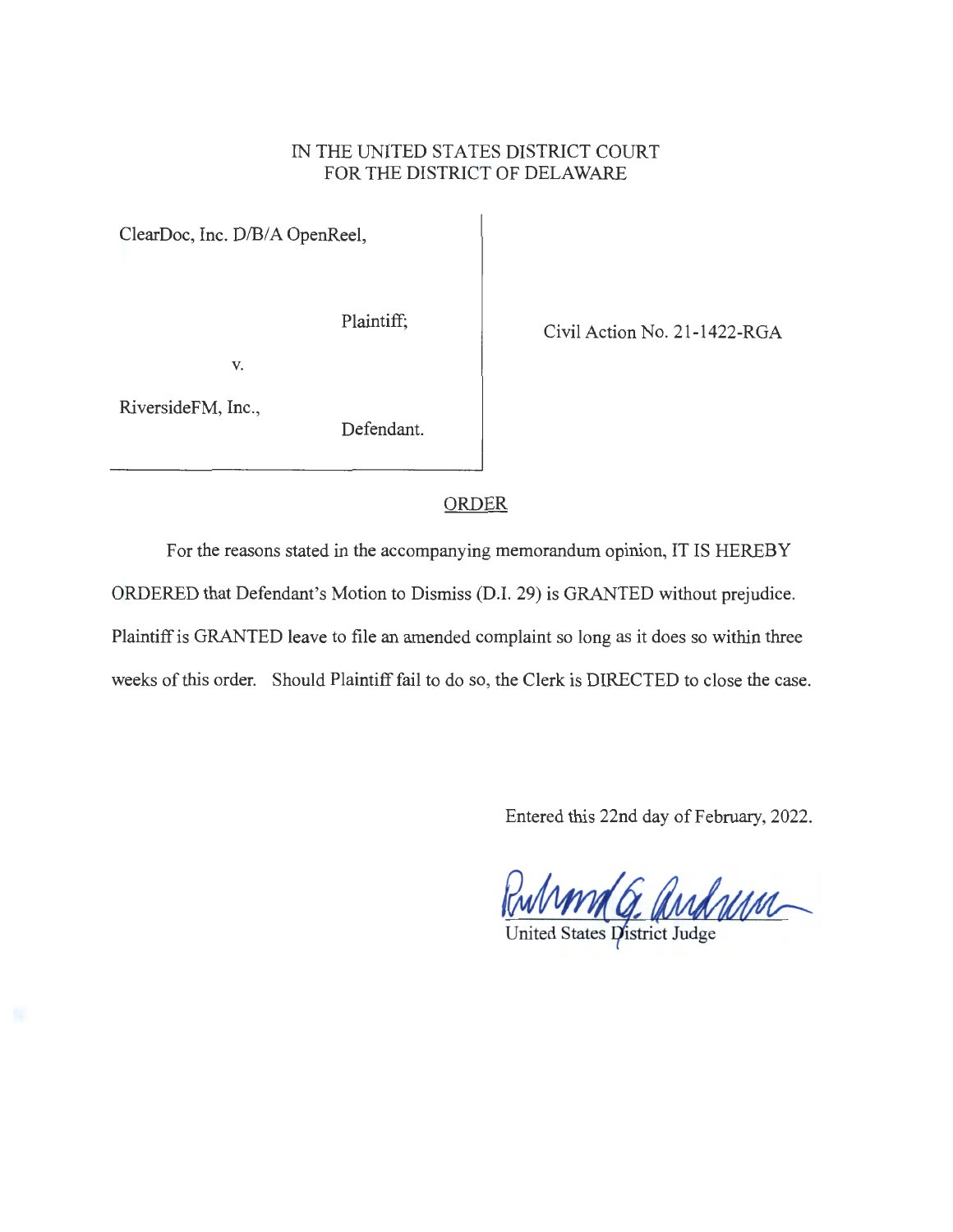IN THE UNITED STATES DISTRICT COURT
FOR THE DISTRICT OF DELAWARE

| | |
|---|---|
| ClearDoc, Inc. D/B/A OpenReel,<br><br>Plaintiff;<br><br>v.<br><br>RiversideFM, Inc.,<br><br>Defendant. | Civil Action No. 21-1422-RGA |

## ORDER

For the reasons stated in the accompanying memorandum opinion, IT IS HEREBY ORDERED that Defendant's Motion to Dismiss (D.I. 29) is GRANTED without prejudice. Plaintiff is GRANTED leave to file an amended complaint so long as it does so within three weeks of this order. Should Plaintiff fail to do so, the Clerk is DIRECTED to close the case.

Entered this 22nd day of February, 2022.

United States District Judge